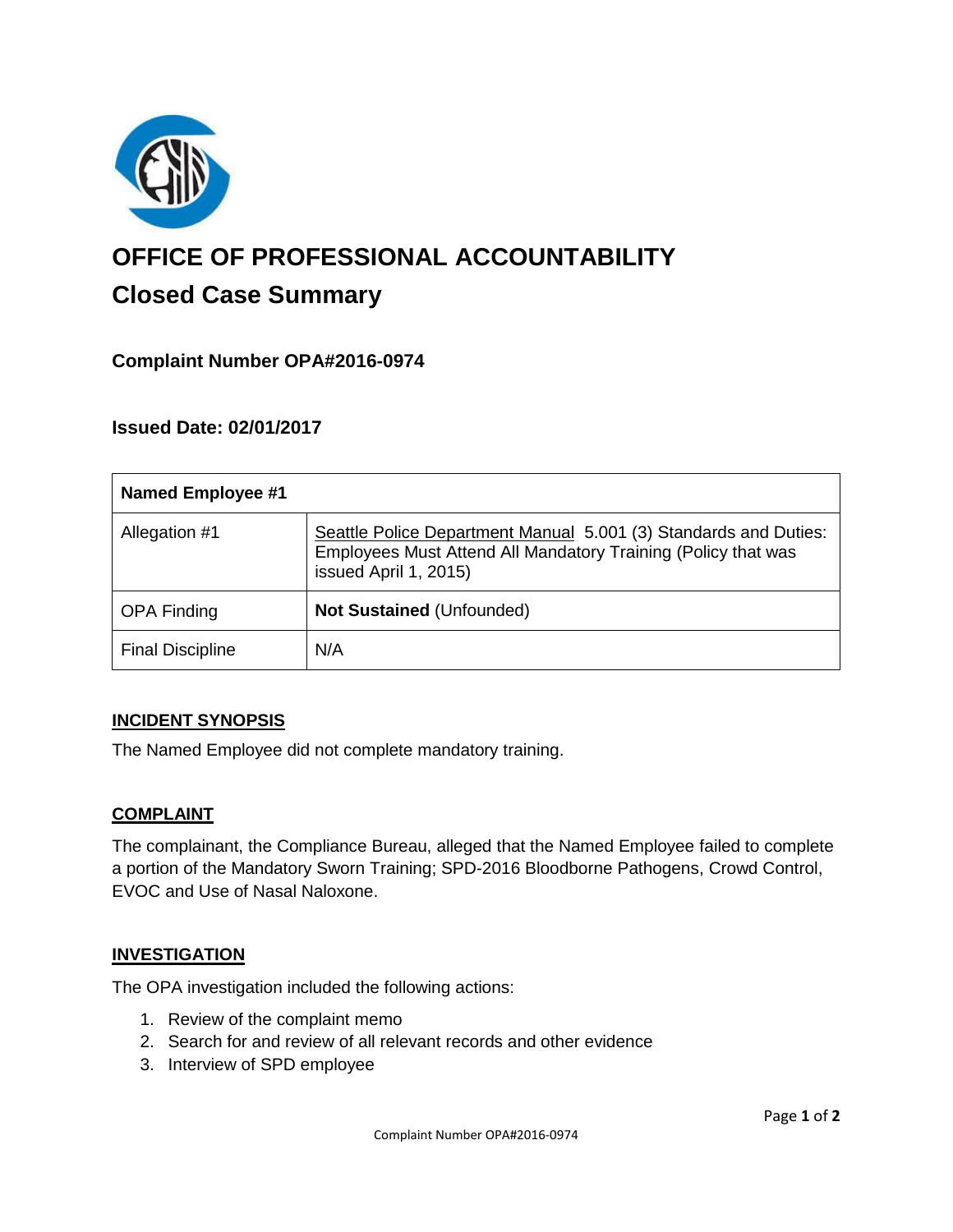# OFFICE OF PROFESSIONAL ACCOUNTABILITY

## Closed Case Summary

### Complaint Number OPA#2016-0974

### Issued Date: 02/01/2017

| Named Employee #1 | |
|---|---|
| Allegation #1 | Seattle Police Department Manual 5.001 (3) Standards and Duties: Employees Must Attend All Mandatory Training (Policy that was issued April 1, 2015) |
| OPA Finding | **Not Sustained** (Unfounded) |
| Final Discipline | N/A |

### INCIDENT SYNOPSIS

The Named Employee did not complete mandatory training.

### COMPLAINT

The complainant, the Compliance Bureau, alleged that the Named Employee failed to complete a portion of the Mandatory Sworn Training; SPD-2016 Bloodborne Pathogens, Crowd Control, EVOC and Use of Nasal Naloxone.

### INVESTIGATION

The OPA investigation included the following actions:

1. Review of the complaint memo
2. Search for and review of all relevant records and other evidence
3. Interview of SPD employee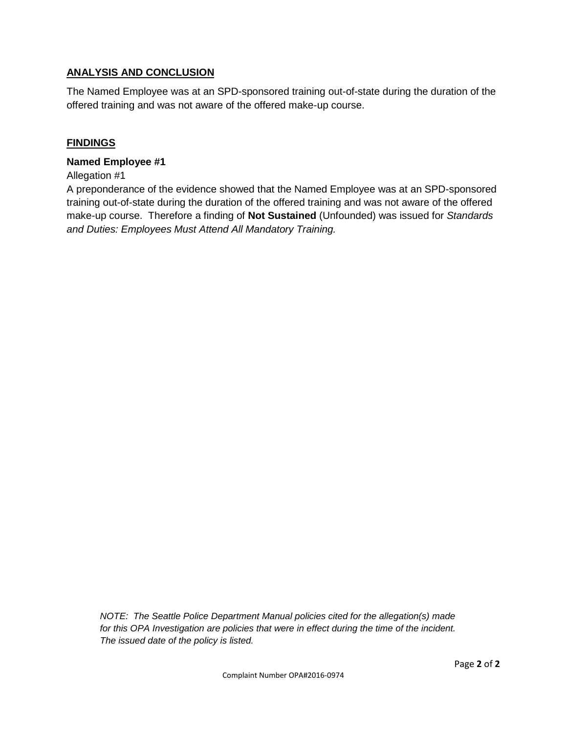## ANALYSIS AND CONCLUSION

The Named Employee was at an SPD-sponsored training out-of-state during the duration of the offered training and was not aware of the offered make-up course.

## FINDINGS

### Named Employee #1

Allegation #1

A preponderance of the evidence showed that the Named Employee was at an SPD-sponsored training out-of-state during the duration of the offered training and was not aware of the offered make-up course. Therefore a finding of **Not Sustained** (Unfounded) was issued for *Standards and Duties: Employees Must Attend All Mandatory Training.*

*NOTE: The Seattle Police Department Manual policies cited for the allegation(s) made for this OPA Investigation are policies that were in effect during the time of the incident. The issued date of the policy is listed.*

Complaint Number OPA#2016-0974